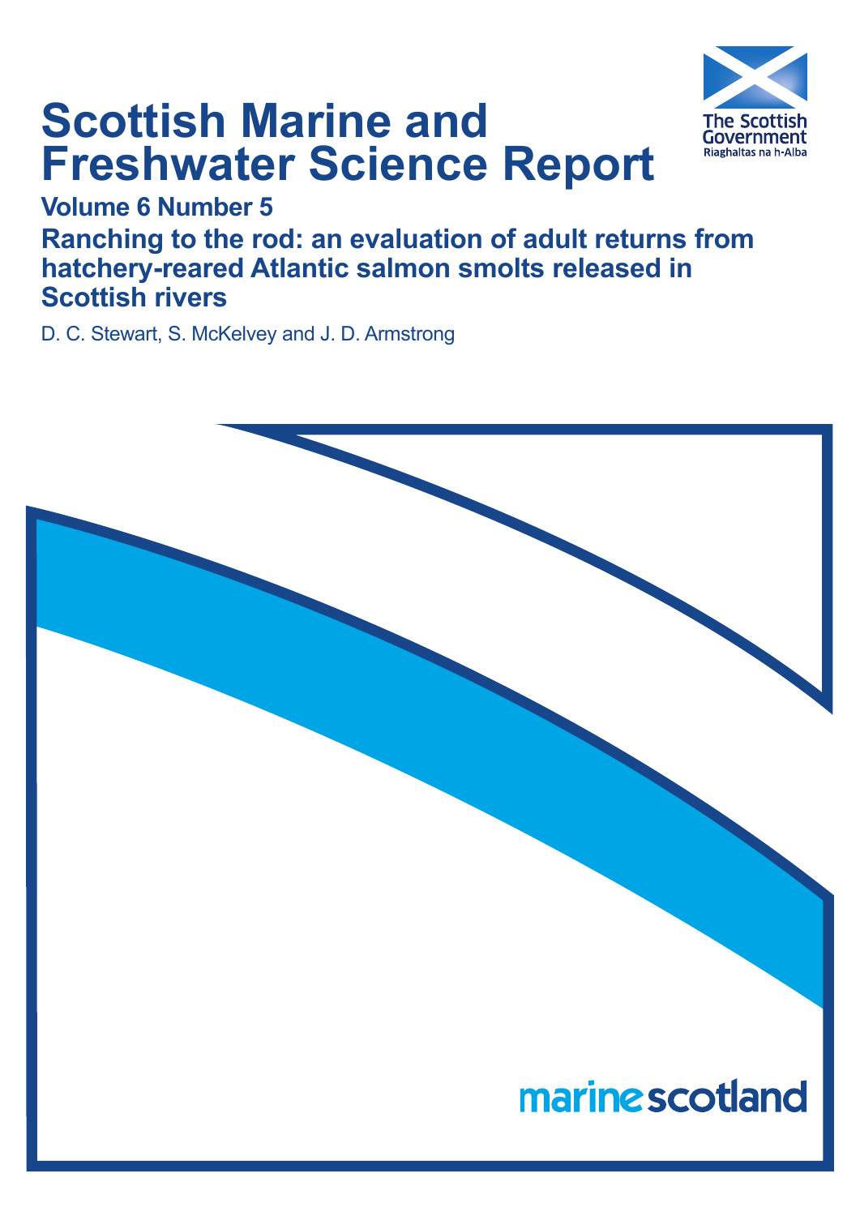# Scottish Marine and Freshwater Science Report

## Volume 6 Number 5

## Ranching to the rod: an evaluation of adult returns from hatchery-reared Atlantic salmon smolts released in Scottish rivers

D. C. Stewart, S. McKelvey and J. D. Armstrong

The Scottish Government
Riaghaltas na h-Alba

marinescotland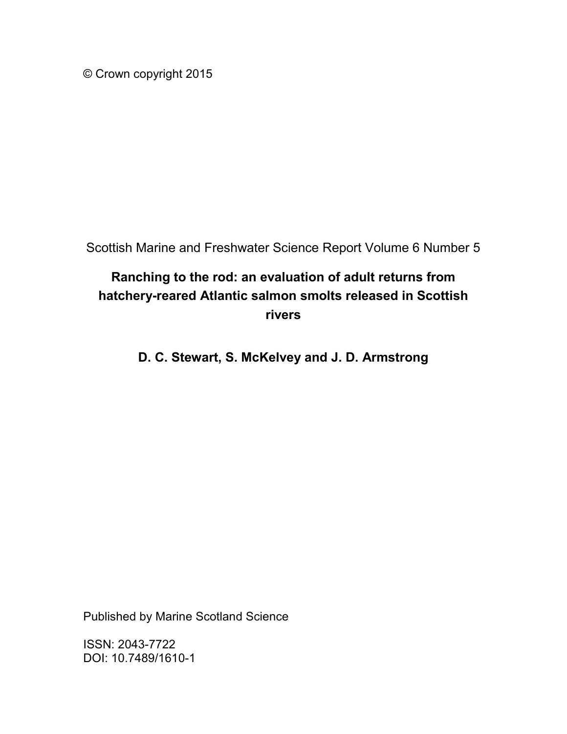© Crown copyright 2015

Scottish Marine and Freshwater Science Report Volume 6 Number 5

# Ranching to the rod: an evaluation of adult returns from hatchery-reared Atlantic salmon smolts released in Scottish rivers

**D. C. Stewart, S. McKelvey and J. D. Armstrong**

Published by Marine Scotland Science

ISSN: 2043-7722
DOI: 10.7489/1610-1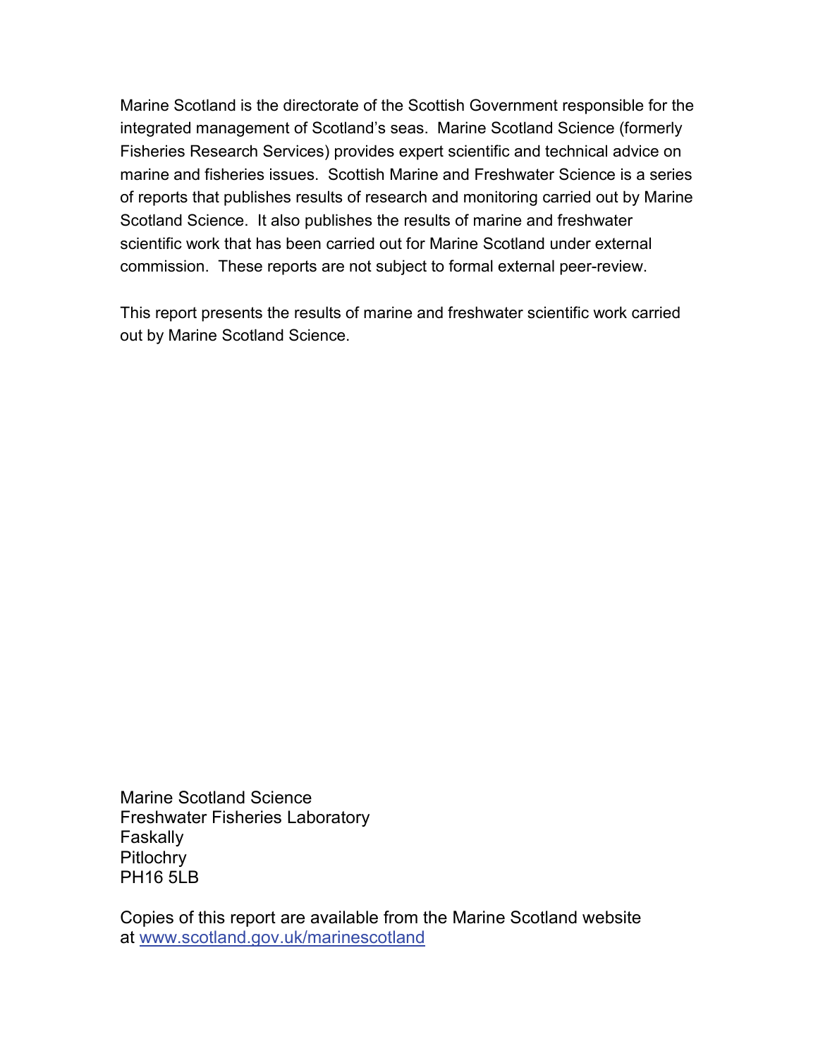Marine Scotland is the directorate of the Scottish Government responsible for the integrated management of Scotland's seas. Marine Scotland Science (formerly Fisheries Research Services) provides expert scientific and technical advice on marine and fisheries issues. Scottish Marine and Freshwater Science is a series of reports that publishes results of research and monitoring carried out by Marine Scotland Science. It also publishes the results of marine and freshwater scientific work that has been carried out for Marine Scotland under external commission. These reports are not subject to formal external peer-review.

This report presents the results of marine and freshwater scientific work carried out by Marine Scotland Science.

Marine Scotland Science
Freshwater Fisheries Laboratory
Faskally
Pitlochry
PH16 5LB

Copies of this report are available from the Marine Scotland website at [www.scotland.gov.uk/marinescotland](http://www.scotland.gov.uk/marinescotland)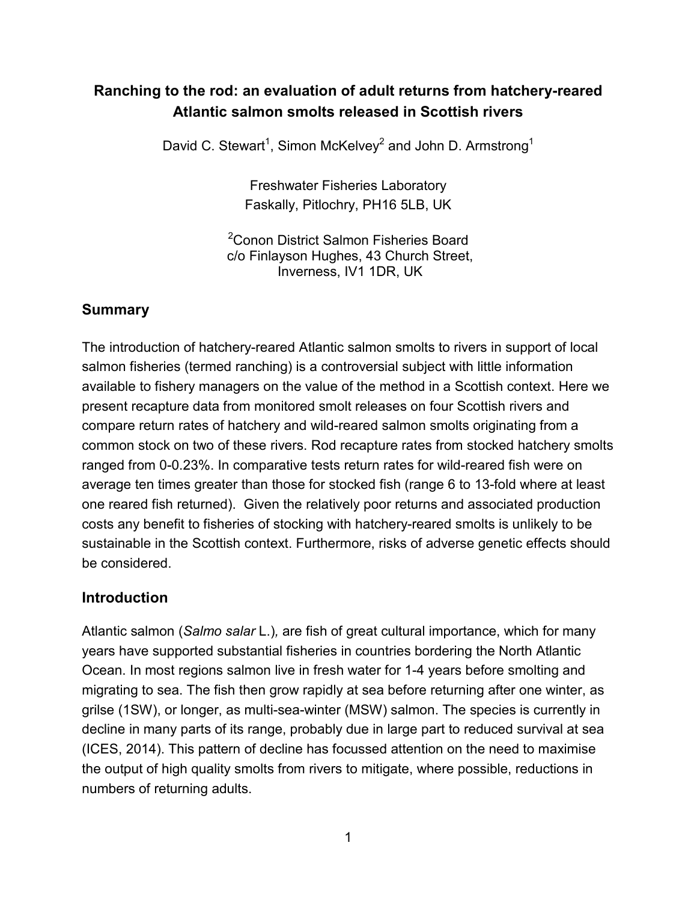# Ranching to the rod: an evaluation of adult returns from hatchery-reared Atlantic salmon smolts released in Scottish rivers

David C. Stewart[1], Simon McKelvey[2] and John D. Armstrong[1]

Freshwater Fisheries Laboratory
Faskally, Pitlochry, PH16 5LB, UK

[2]Conon District Salmon Fisheries Board
c/o Finlayson Hughes, 43 Church Street,
Inverness, IV1 1DR, UK

## Summary

The introduction of hatchery-reared Atlantic salmon smolts to rivers in support of local salmon fisheries (termed ranching) is a controversial subject with little information available to fishery managers on the value of the method in a Scottish context. Here we present recapture data from monitored smolt releases on four Scottish rivers and compare return rates of hatchery and wild-reared salmon smolts originating from a common stock on two of these rivers. Rod recapture rates from stocked hatchery smolts ranged from 0-0.23%. In comparative tests return rates for wild-reared fish were on average ten times greater than those for stocked fish (range 6 to 13-fold where at least one reared fish returned). Given the relatively poor returns and associated production costs any benefit to fisheries of stocking with hatchery-reared smolts is unlikely to be sustainable in the Scottish context. Furthermore, risks of adverse genetic effects should be considered.

## Introduction

Atlantic salmon (*Salmo salar* L.)*,* are fish of great cultural importance, which for many years have supported substantial fisheries in countries bordering the North Atlantic Ocean. In most regions salmon live in fresh water for 1-4 years before smolting and migrating to sea. The fish then grow rapidly at sea before returning after one winter, as grilse (1SW), or longer, as multi-sea-winter (MSW) salmon. The species is currently in decline in many parts of its range, probably due in large part to reduced survival at sea (ICES, 2014). This pattern of decline has focussed attention on the need to maximise the output of high quality smolts from rivers to mitigate, where possible, reductions in numbers of returning adults.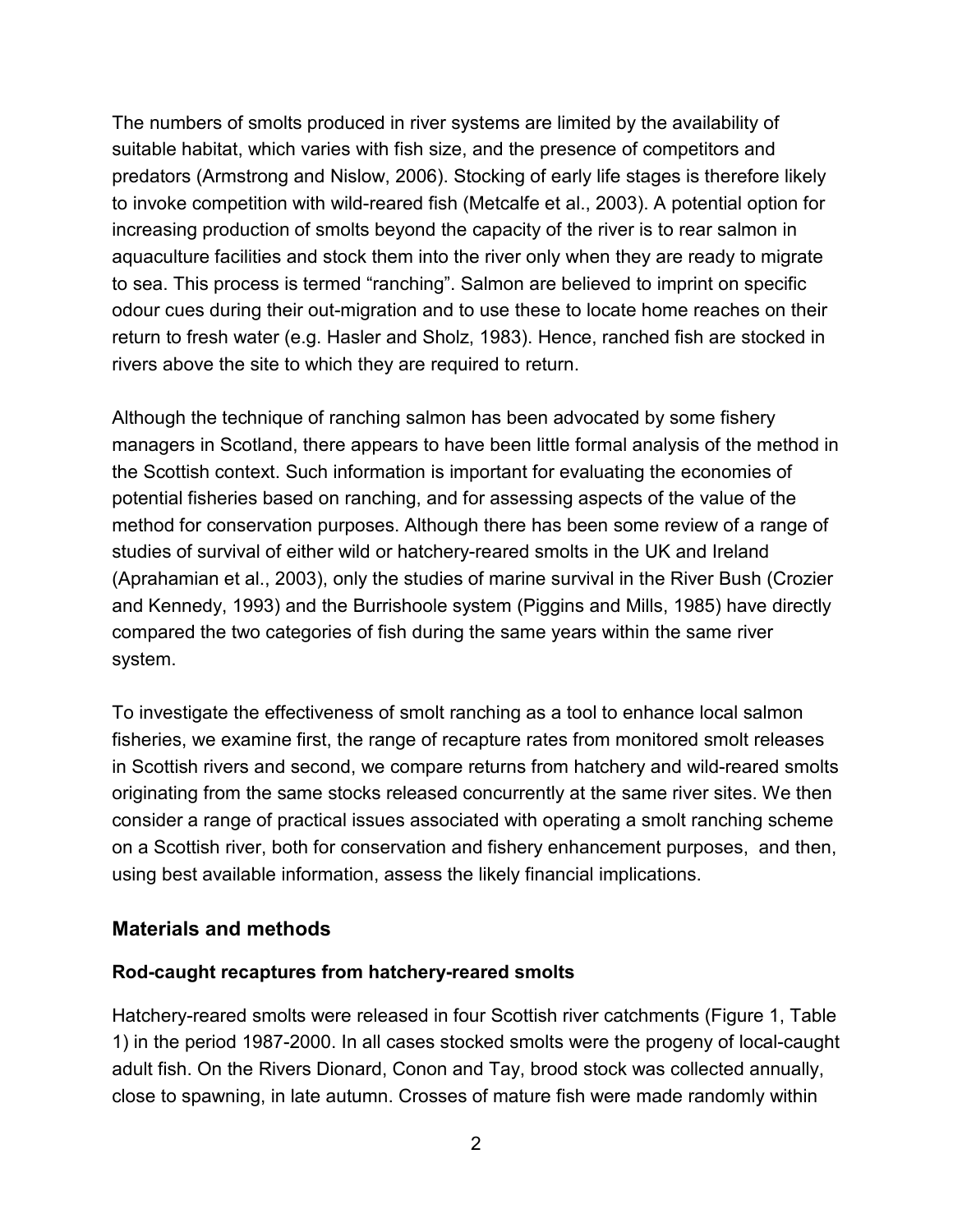The numbers of smolts produced in river systems are limited by the availability of suitable habitat, which varies with fish size, and the presence of competitors and predators (Armstrong and Nislow, 2006). Stocking of early life stages is therefore likely to invoke competition with wild-reared fish (Metcalfe et al., 2003). A potential option for increasing production of smolts beyond the capacity of the river is to rear salmon in aquaculture facilities and stock them into the river only when they are ready to migrate to sea. This process is termed “ranching”. Salmon are believed to imprint on specific odour cues during their out-migration and to use these to locate home reaches on their return to fresh water (e.g. Hasler and Sholz, 1983). Hence, ranched fish are stocked in rivers above the site to which they are required to return.

Although the technique of ranching salmon has been advocated by some fishery managers in Scotland, there appears to have been little formal analysis of the method in the Scottish context. Such information is important for evaluating the economies of potential fisheries based on ranching, and for assessing aspects of the value of the method for conservation purposes. Although there has been some review of a range of studies of survival of either wild or hatchery-reared smolts in the UK and Ireland (Aprahamian et al., 2003), only the studies of marine survival in the River Bush (Crozier and Kennedy, 1993) and the Burrishoole system (Piggins and Mills, 1985) have directly compared the two categories of fish during the same years within the same river system.

To investigate the effectiveness of smolt ranching as a tool to enhance local salmon fisheries, we examine first, the range of recapture rates from monitored smolt releases in Scottish rivers and second, we compare returns from hatchery and wild-reared smolts originating from the same stocks released concurrently at the same river sites. We then consider a range of practical issues associated with operating a smolt ranching scheme on a Scottish river, both for conservation and fishery enhancement purposes, and then, using best available information, assess the likely financial implications.

## Materials and methods

### Rod-caught recaptures from hatchery-reared smolts

Hatchery-reared smolts were released in four Scottish river catchments (Figure 1, Table 1) in the period 1987-2000. In all cases stocked smolts were the progeny of local-caught adult fish. On the Rivers Dionard, Conon and Tay, brood stock was collected annually, close to spawning, in late autumn. Crosses of mature fish were made randomly within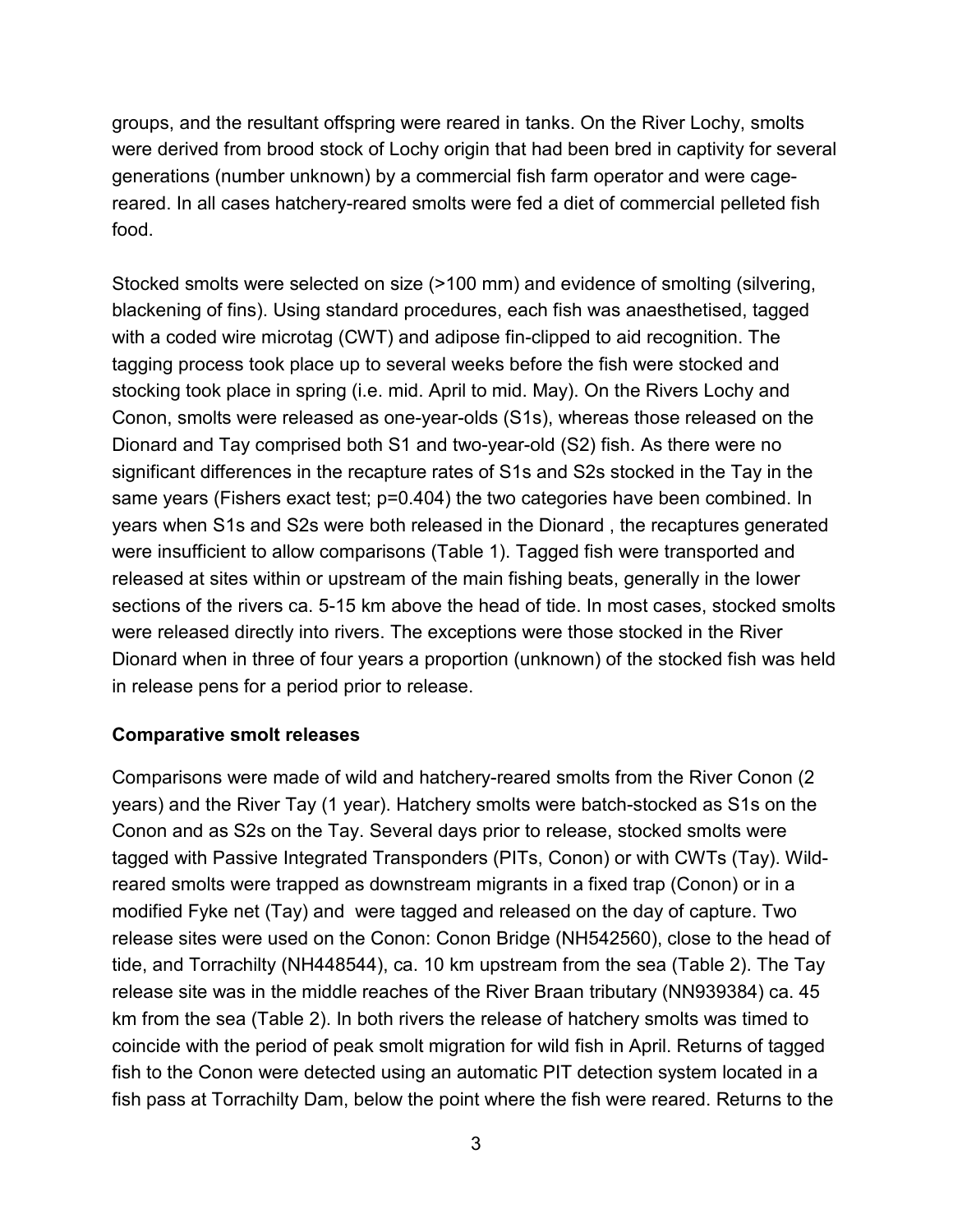groups, and the resultant offspring were reared in tanks. On the River Lochy, smolts were derived from brood stock of Lochy origin that had been bred in captivity for several generations (number unknown) by a commercial fish farm operator and were cage-reared. In all cases hatchery-reared smolts were fed a diet of commercial pelleted fish food.

Stocked smolts were selected on size (>100 mm) and evidence of smolting (silvering, blackening of fins). Using standard procedures, each fish was anaesthetised, tagged with a coded wire microtag (CWT) and adipose fin-clipped to aid recognition. The tagging process took place up to several weeks before the fish were stocked and stocking took place in spring (i.e. mid. April to mid. May). On the Rivers Lochy and Conon, smolts were released as one-year-olds (S1s), whereas those released on the Dionard and Tay comprised both S1 and two-year-old (S2) fish. As there were no significant differences in the recapture rates of S1s and S2s stocked in the Tay in the same years (Fishers exact test; $p=0.404$) the two categories have been combined. In years when S1s and S2s were both released in the Dionard , the recaptures generated were insufficient to allow comparisons (Table 1). Tagged fish were transported and released at sites within or upstream of the main fishing beats, generally in the lower sections of the rivers ca. 5-15 km above the head of tide. In most cases, stocked smolts were released directly into rivers. The exceptions were those stocked in the River Dionard when in three of four years a proportion (unknown) of the stocked fish was held in release pens for a period prior to release.

**Comparative smolt releases**

Comparisons were made of wild and hatchery-reared smolts from the River Conon (2 years) and the River Tay (1 year). Hatchery smolts were batch-stocked as S1s on the Conon and as S2s on the Tay. Several days prior to release, stocked smolts were tagged with Passive Integrated Transponders (PITs, Conon) or with CWTs (Tay). Wild-reared smolts were trapped as downstream migrants in a fixed trap (Conon) or in a modified Fyke net (Tay) and were tagged and released on the day of capture. Two release sites were used on the Conon: Conon Bridge (NH542560), close to the head of tide, and Torrachilty (NH448544), ca. 10 km upstream from the sea (Table 2). The Tay release site was in the middle reaches of the River Braan tributary (NN939384) ca. 45 km from the sea (Table 2). In both rivers the release of hatchery smolts was timed to coincide with the period of peak smolt migration for wild fish in April. Returns of tagged fish to the Conon were detected using an automatic PIT detection system located in a fish pass at Torrachilty Dam, below the point where the fish were reared. Returns to the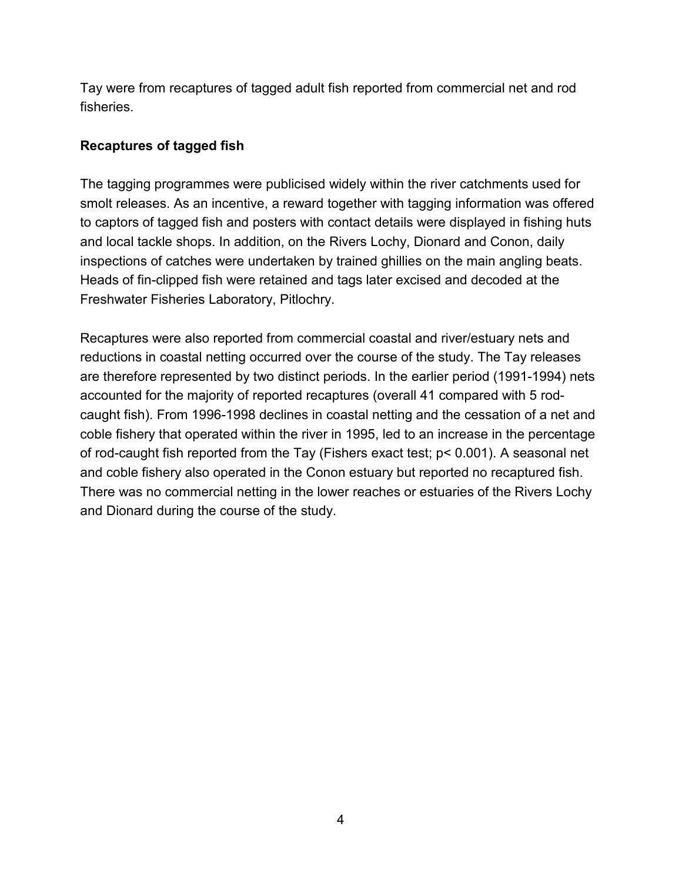Tay were from recaptures of tagged adult fish reported from commercial net and rod fisheries.

**Recaptures of tagged fish**

The tagging programmes were publicised widely within the river catchments used for smolt releases. As an incentive, a reward together with tagging information was offered to captors of tagged fish and posters with contact details were displayed in fishing huts and local tackle shops. In addition, on the Rivers Lochy, Dionard and Conon, daily inspections of catches were undertaken by trained ghillies on the main angling beats. Heads of fin-clipped fish were retained and tags later excised and decoded at the Freshwater Fisheries Laboratory, Pitlochry.

Recaptures were also reported from commercial coastal and river/estuary nets and reductions in coastal netting occurred over the course of the study. The Tay releases are therefore represented by two distinct periods. In the earlier period (1991-1994) nets accounted for the majority of reported recaptures (overall 41 compared with 5 rod-caught fish). From 1996-1998 declines in coastal netting and the cessation of a net and coble fishery that operated within the river in 1995, led to an increase in the percentage of rod-caught fish reported from the Tay (Fishers exact test; $p < 0.001$). A seasonal net and coble fishery also operated in the Conon estuary but reported no recaptured fish. There was no commercial netting in the lower reaches or estuaries of the Rivers Lochy and Dionard during the course of the study.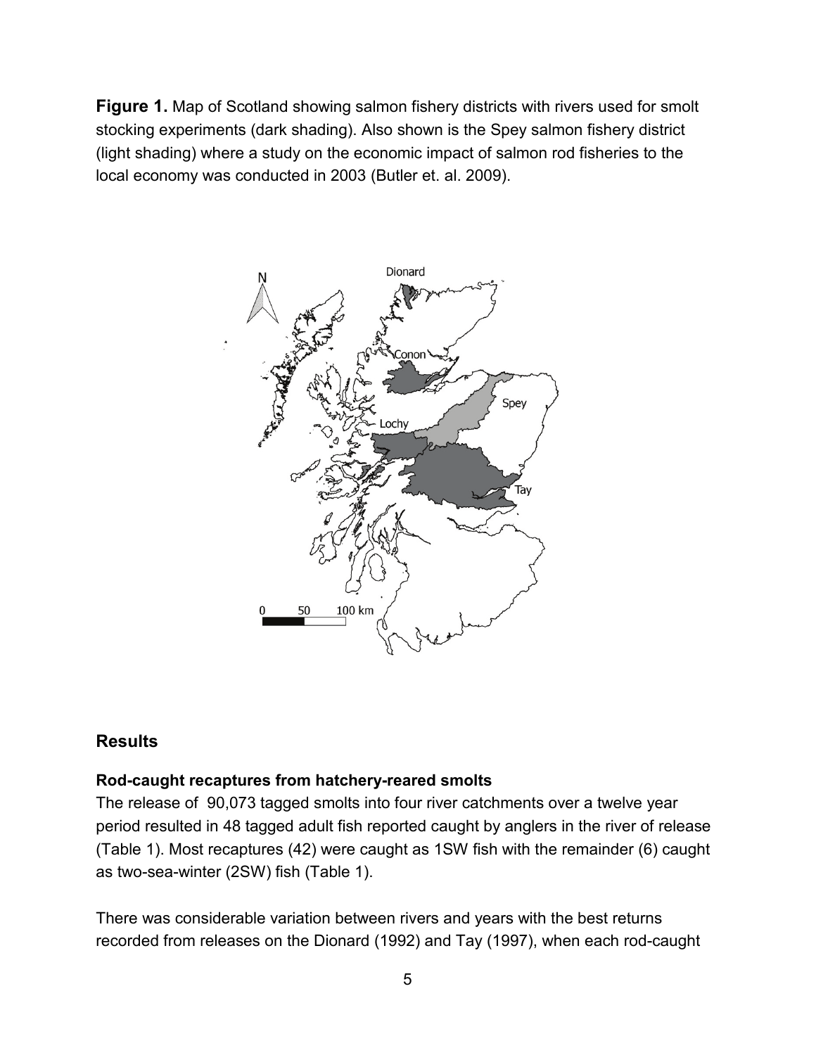**Figure 1.** Map of Scotland showing salmon fishery districts with rivers used for smolt stocking experiments (dark shading). Also shown is the Spey salmon fishery district (light shading) where a study on the economic impact of salmon rod fisheries to the local economy was conducted in 2003 (Butler et. al. 2009).

## Results

### Rod-caught recaptures from hatchery-reared smolts

The release of 90,073 tagged smolts into four river catchments over a twelve year period resulted in 48 tagged adult fish reported caught by anglers in the river of release (Table 1). Most recaptures (42) were caught as 1SW fish with the remainder (6) caught as two-sea-winter (2SW) fish (Table 1).

There was considerable variation between rivers and years with the best returns recorded from releases on the Dionard (1992) and Tay (1997), when each rod-caught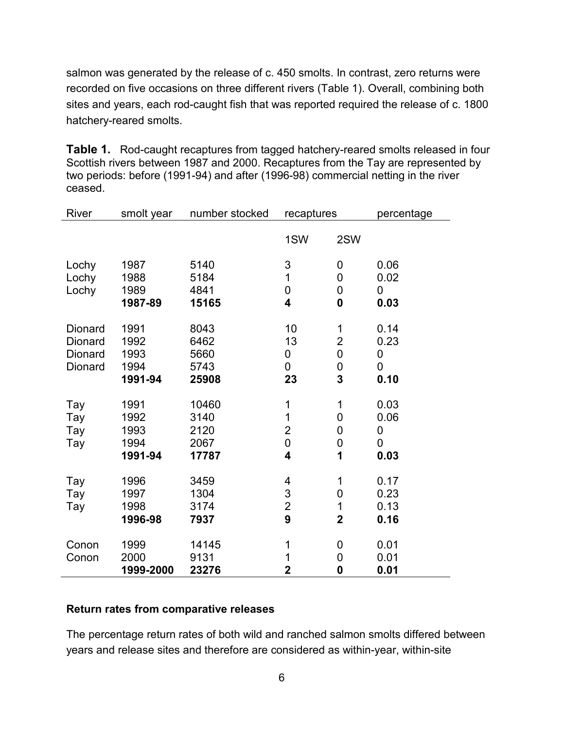salmon was generated by the release of c. 450 smolts. In contrast, zero returns were recorded on five occasions on three different rivers (Table 1). Overall, combining both sites and years, each rod-caught fish that was reported required the release of c. 1800 hatchery-reared smolts.

**Table 1.** Rod-caught recaptures from tagged hatchery-reared smolts released in four Scottish rivers between 1987 and 2000. Recaptures from the Tay are represented by two periods: before (1991-94) and after (1996-98) commercial netting in the river ceased.

| River | smolt year | number stocked | recaptures | | percentage |
|---|---|---|---|---|---|
| | | | 1SW | 2SW | |
| Lochy | 1987 | 5140 | 3 | 0 | 0.06 |
| Lochy | 1988 | 5184 | 1 | 0 | 0.02 |
| Lochy | 1989 | 4841 | 0 | 0 | 0 |
| | **1987-89** | **15165** | **4** | **0** | **0.03** |
| Dionard | 1991 | 8043 | 10 | 1 | 0.14 |
| Dionard | 1992 | 6462 | 13 | 2 | 0.23 |
| Dionard | 1993 | 5660 | 0 | 0 | 0 |
| Dionard | 1994 | 5743 | 0 | 0 | 0 |
| | **1991-94** | **25908** | **23** | **3** | **0.10** |
| Tay | 1991 | 10460 | 1 | 1 | 0.03 |
| Tay | 1992 | 3140 | 1 | 0 | 0.06 |
| Tay | 1993 | 2120 | 2 | 0 | 0 |
| Tay | 1994 | 2067 | 0 | 0 | 0 |
| | **1991-94** | **17787** | **4** | **1** | **0.03** |
| Tay | 1996 | 3459 | 4 | 1 | 0.17 |
| Tay | 1997 | 1304 | 3 | 0 | 0.23 |
| Tay | 1998 | 3174 | 2 | 1 | 0.13 |
| | **1996-98** | **7937** | **9** | **2** | **0.16** |
| Conon | 1999 | 14145 | 1 | 0 | 0.01 |
| Conon | 2000 | 9131 | 1 | 0 | 0.01 |
| | **1999-2000** | **23276** | **2** | **0** | **0.01** |

**Return rates from comparative releases**

The percentage return rates of both wild and ranched salmon smolts differed between years and release sites and therefore are considered as within-year, within-site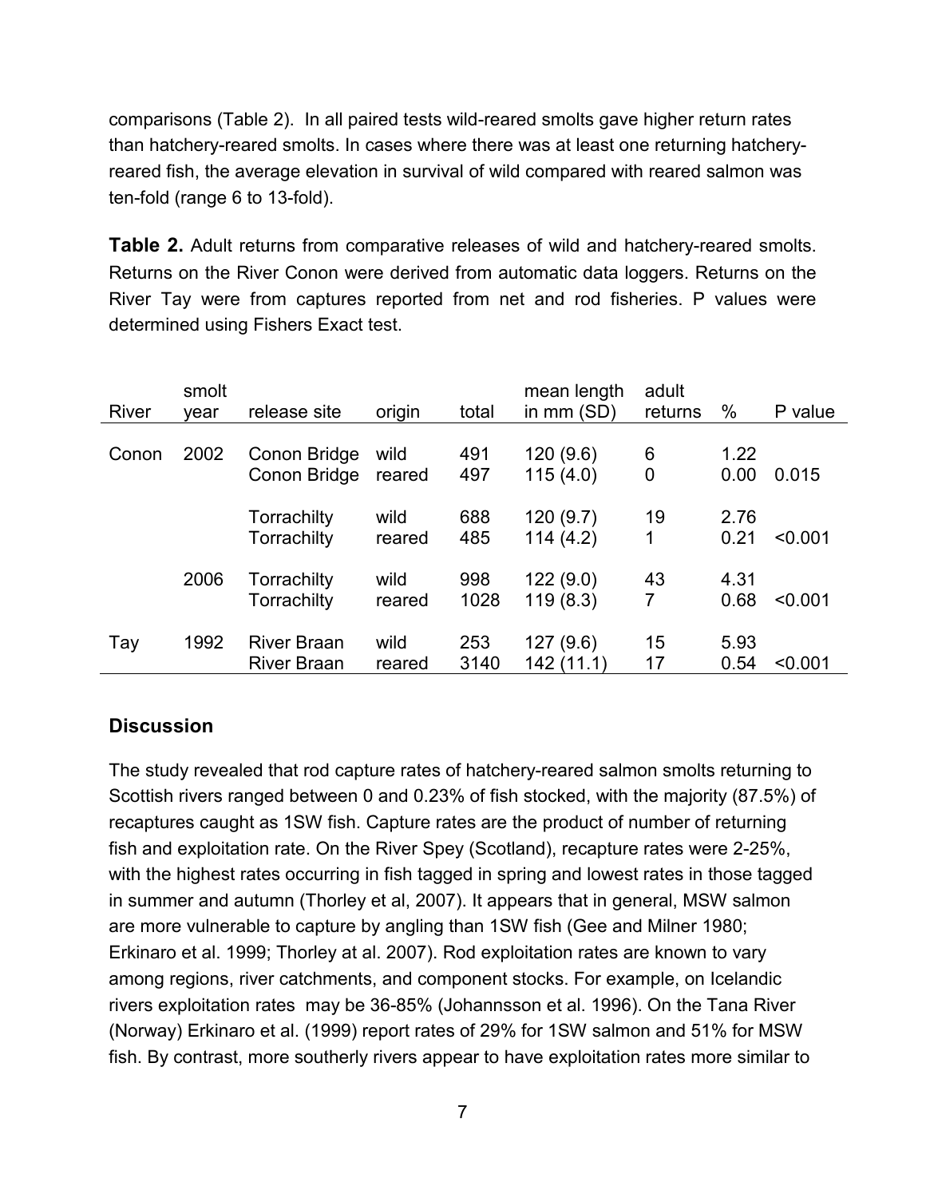comparisons (Table 2). In all paired tests wild-reared smolts gave higher return rates than hatchery-reared smolts. In cases where there was at least one returning hatchery-reared fish, the average elevation in survival of wild compared with reared salmon was ten-fold (range 6 to 13-fold).

**Table 2.** Adult returns from comparative releases of wild and hatchery-reared smolts. Returns on the River Conon were derived from automatic data loggers. Returns on the River Tay were from captures reported from net and rod fisheries. P values were determined using Fishers Exact test.

| River | smolt year | release site | origin | total | mean length in mm (SD) | adult returns | % | P value |
|---|---|---|---|---|---|---|---|---|
| Conon | 2002 | Conon Bridge | wild | 491 | 120 (9.6) | 6 | 1.22 | |
| | | Conon Bridge | reared | 497 | 115 (4.0) | 0 | 0.00 | 0.015 |
| | | Torrachilty | wild | 688 | 120 (9.7) | 19 | 2.76 | |
| | | Torrachilty | reared | 485 | 114 (4.2) | 1 | 0.21 | <0.001 |
| | 2006 | Torrachilty | wild | 998 | 122 (9.0) | 43 | 4.31 | |
| | | Torrachilty | reared | 1028 | 119 (8.3) | 7 | 0.68 | <0.001 |
| Tay | 1992 | River Braan | wild | 253 | 127 (9.6) | 15 | 5.93 | |
| | | River Braan | reared | 3140 | 142 (11.1) | 17 | 0.54 | <0.001 |

## Discussion

The study revealed that rod capture rates of hatchery-reared salmon smolts returning to Scottish rivers ranged between 0 and 0.23% of fish stocked, with the majority (87.5%) of recaptures caught as 1SW fish. Capture rates are the product of number of returning fish and exploitation rate. On the River Spey (Scotland), recapture rates were 2-25%, with the highest rates occurring in fish tagged in spring and lowest rates in those tagged in summer and autumn (Thorley et al, 2007). It appears that in general, MSW salmon are more vulnerable to capture by angling than 1SW fish (Gee and Milner 1980; Erkinaro et al. 1999; Thorley at al. 2007). Rod exploitation rates are known to vary among regions, river catchments, and component stocks. For example, on Icelandic rivers exploitation rates may be 36-85% (Johannsson et al. 1996). On the Tana River (Norway) Erkinaro et al. (1999) report rates of 29% for 1SW salmon and 51% for MSW fish. By contrast, more southerly rivers appear to have exploitation rates more similar to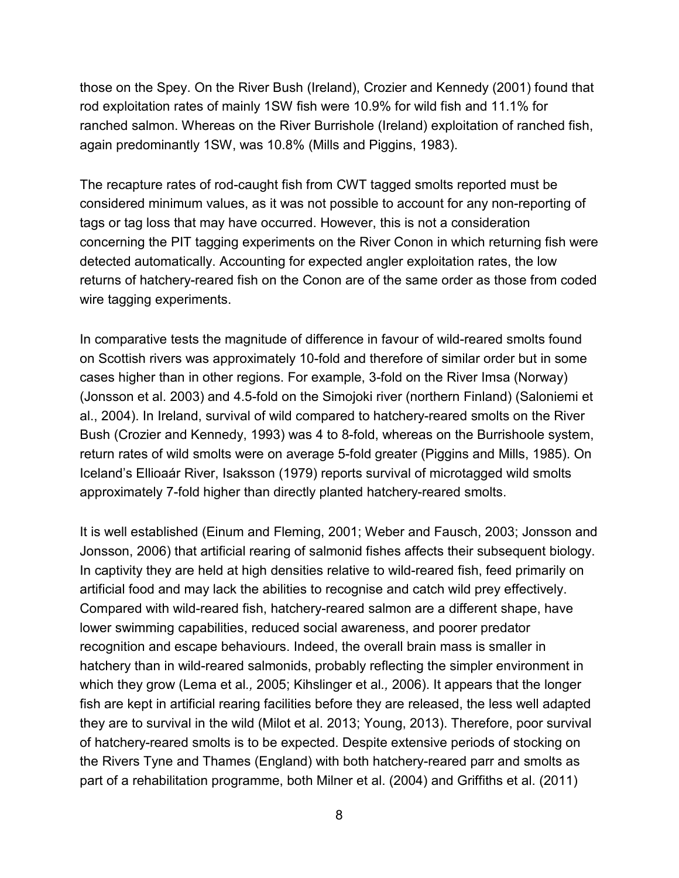those on the Spey. On the River Bush (Ireland), Crozier and Kennedy (2001) found that rod exploitation rates of mainly 1SW fish were 10.9% for wild fish and 11.1% for ranched salmon. Whereas on the River Burrishole (Ireland) exploitation of ranched fish, again predominantly 1SW, was 10.8% (Mills and Piggins, 1983).

The recapture rates of rod-caught fish from CWT tagged smolts reported must be considered minimum values, as it was not possible to account for any non-reporting of tags or tag loss that may have occurred. However, this is not a consideration concerning the PIT tagging experiments on the River Conon in which returning fish were detected automatically. Accounting for expected angler exploitation rates, the low returns of hatchery-reared fish on the Conon are of the same order as those from coded wire tagging experiments.

In comparative tests the magnitude of difference in favour of wild-reared smolts found on Scottish rivers was approximately 10-fold and therefore of similar order but in some cases higher than in other regions. For example, 3-fold on the River Imsa (Norway) (Jonsson et al. 2003) and 4.5-fold on the Simojoki river (northern Finland) (Saloniemi et al., 2004). In Ireland, survival of wild compared to hatchery-reared smolts on the River Bush (Crozier and Kennedy, 1993) was 4 to 8-fold, whereas on the Burrishoole system, return rates of wild smolts were on average 5-fold greater (Piggins and Mills, 1985). On Iceland's Ellioaár River, Isaksson (1979) reports survival of microtagged wild smolts approximately 7-fold higher than directly planted hatchery-reared smolts.

It is well established (Einum and Fleming, 2001; Weber and Fausch, 2003; Jonsson and Jonsson, 2006) that artificial rearing of salmonid fishes affects their subsequent biology. In captivity they are held at high densities relative to wild-reared fish, feed primarily on artificial food and may lack the abilities to recognise and catch wild prey effectively. Compared with wild-reared fish, hatchery-reared salmon are a different shape, have lower swimming capabilities, reduced social awareness, and poorer predator recognition and escape behaviours. Indeed, the overall brain mass is smaller in hatchery than in wild-reared salmonids, probably reflecting the simpler environment in which they grow (Lema et al*.,* 2005; Kihslinger et al*.,* 2006). It appears that the longer fish are kept in artificial rearing facilities before they are released, the less well adapted they are to survival in the wild (Milot et al. 2013; Young, 2013). Therefore, poor survival of hatchery-reared smolts is to be expected. Despite extensive periods of stocking on the Rivers Tyne and Thames (England) with both hatchery-reared parr and smolts as part of a rehabilitation programme, both Milner et al. (2004) and Griffiths et al. (2011)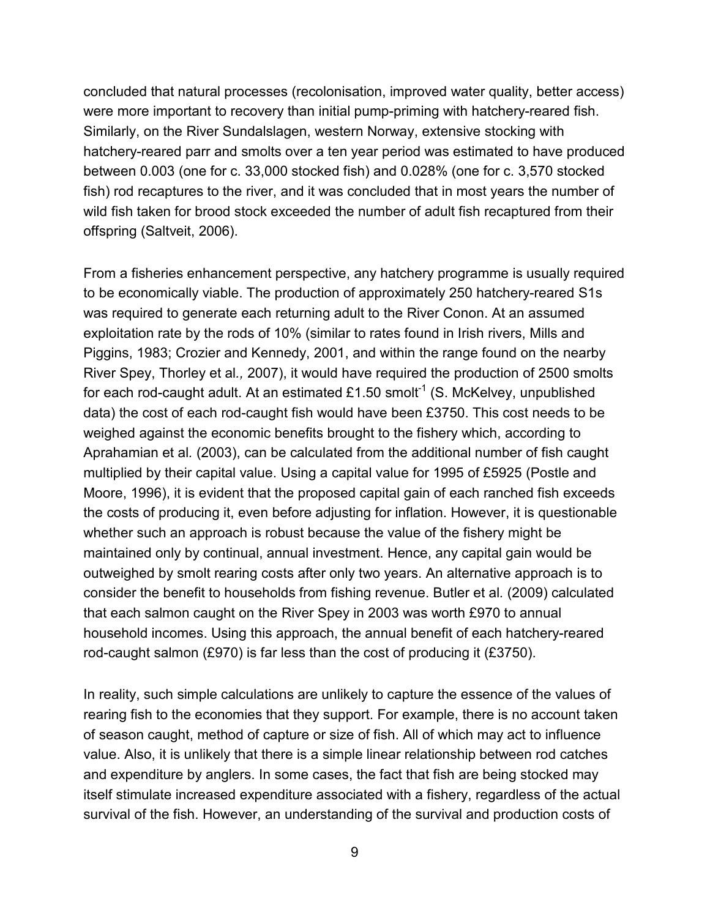concluded that natural processes (recolonisation, improved water quality, better access) were more important to recovery than initial pump-priming with hatchery-reared fish. Similarly, on the River Sundalslagen, western Norway, extensive stocking with hatchery-reared parr and smolts over a ten year period was estimated to have produced between 0.003 (one for c. 33,000 stocked fish) and 0.028% (one for c. 3,570 stocked fish) rod recaptures to the river, and it was concluded that in most years the number of wild fish taken for brood stock exceeded the number of adult fish recaptured from their offspring (Saltveit, 2006).

From a fisheries enhancement perspective, any hatchery programme is usually required to be economically viable. The production of approximately 250 hatchery-reared S1s was required to generate each returning adult to the River Conon. At an assumed exploitation rate by the rods of 10% (similar to rates found in Irish rivers, Mills and Piggins, 1983; Crozier and Kennedy, 2001, and within the range found on the nearby River Spey, Thorley et al*.,* 2007), it would have required the production of 2500 smolts for each rod-caught adult. At an estimated £1.50 $smolt^{-1}$ (S. McKelvey, unpublished data) the cost of each rod-caught fish would have been £3750. This cost needs to be weighed against the economic benefits brought to the fishery which, according to Aprahamian et al*.* (2003), can be calculated from the additional number of fish caught multiplied by their capital value. Using a capital value for 1995 of £5925 (Postle and Moore, 1996), it is evident that the proposed capital gain of each ranched fish exceeds the costs of producing it, even before adjusting for inflation. However, it is questionable whether such an approach is robust because the value of the fishery might be maintained only by continual, annual investment. Hence, any capital gain would be outweighed by smolt rearing costs after only two years. An alternative approach is to consider the benefit to households from fishing revenue. Butler et al*.* (2009) calculated that each salmon caught on the River Spey in 2003 was worth £970 to annual household incomes. Using this approach, the annual benefit of each hatchery-reared rod-caught salmon (£970) is far less than the cost of producing it (£3750).

In reality, such simple calculations are unlikely to capture the essence of the values of rearing fish to the economies that they support. For example, there is no account taken of season caught, method of capture or size of fish. All of which may act to influence value. Also, it is unlikely that there is a simple linear relationship between rod catches and expenditure by anglers. In some cases, the fact that fish are being stocked may itself stimulate increased expenditure associated with a fishery, regardless of the actual survival of the fish. However, an understanding of the survival and production costs of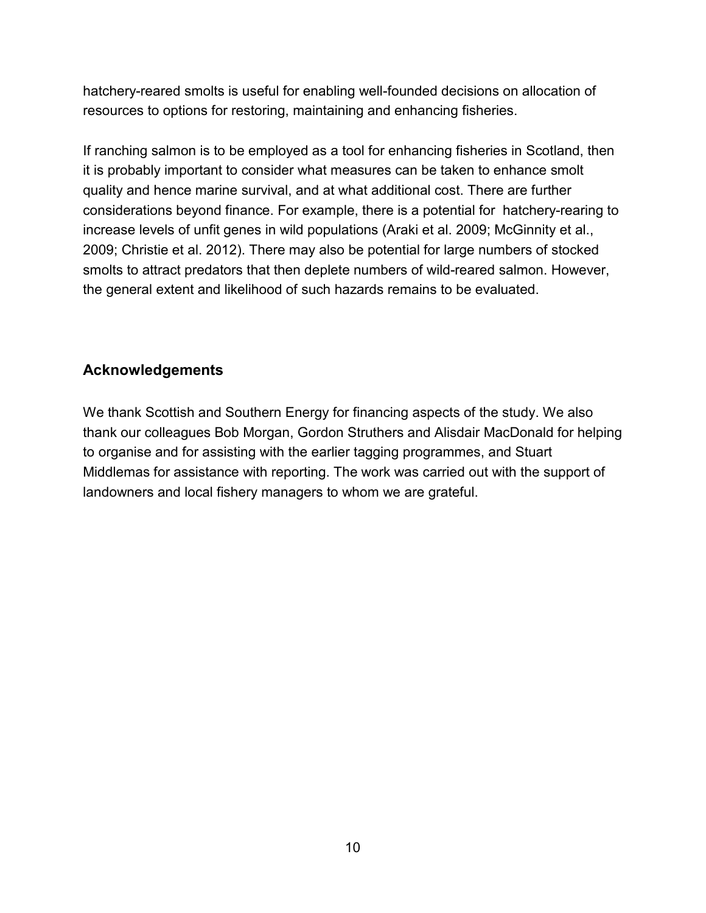hatchery-reared smolts is useful for enabling well-founded decisions on allocation of resources to options for restoring, maintaining and enhancing fisheries.

If ranching salmon is to be employed as a tool for enhancing fisheries in Scotland, then it is probably important to consider what measures can be taken to enhance smolt quality and hence marine survival, and at what additional cost. There are further considerations beyond finance. For example, there is a potential for hatchery-rearing to increase levels of unfit genes in wild populations (Araki et al. 2009; McGinnity et al., 2009; Christie et al. 2012). There may also be potential for large numbers of stocked smolts to attract predators that then deplete numbers of wild-reared salmon. However, the general extent and likelihood of such hazards remains to be evaluated.

## Acknowledgements

We thank Scottish and Southern Energy for financing aspects of the study. We also thank our colleagues Bob Morgan, Gordon Struthers and Alisdair MacDonald for helping to organise and for assisting with the earlier tagging programmes, and Stuart Middlemas for assistance with reporting. The work was carried out with the support of landowners and local fishery managers to whom we are grateful.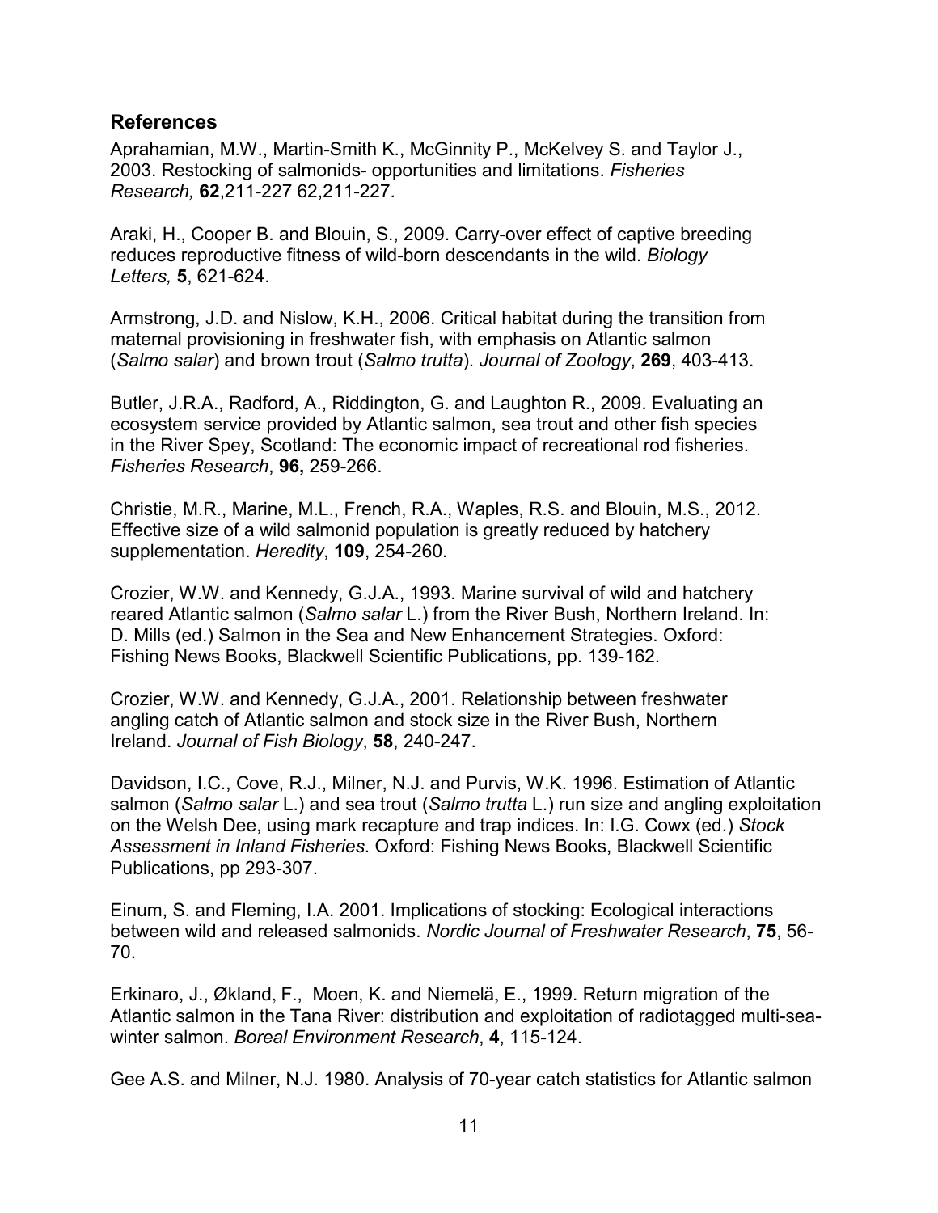## References

Aprahamian, M.W., Martin-Smith K., McGinnity P., McKelvey S. and Taylor J., 2003. Restocking of salmonids- opportunities and limitations. *Fisheries Research,* **62**,211-227 62,211-227.

Araki, H., Cooper B. and Blouin, S., 2009. Carry-over effect of captive breeding reduces reproductive fitness of wild-born descendants in the wild. *Biology Letters,* **5**, 621-624.

Armstrong, J.D. and Nislow, K.H., 2006. Critical habitat during the transition from maternal provisioning in freshwater fish, with emphasis on Atlantic salmon (*Salmo salar*) and brown trout (*Salmo trutta*). *Journal of Zoology*, **269**, 403-413.

Butler, J.R.A., Radford, A., Riddington, G. and Laughton R., 2009. Evaluating an ecosystem service provided by Atlantic salmon, sea trout and other fish species in the River Spey, Scotland: The economic impact of recreational rod fisheries. *Fisheries Research*, **96,** 259-266.

Christie, M.R., Marine, M.L., French, R.A., Waples, R.S. and Blouin, M.S., 2012. Effective size of a wild salmonid population is greatly reduced by hatchery supplementation. *Heredity*, **109**, 254-260.

Crozier, W.W. and Kennedy, G.J.A., 1993. Marine survival of wild and hatchery reared Atlantic salmon (*Salmo salar* L.) from the River Bush, Northern Ireland. In: D. Mills (ed.) Salmon in the Sea and New Enhancement Strategies. Oxford: Fishing News Books, Blackwell Scientific Publications, pp. 139-162.

Crozier, W.W. and Kennedy, G.J.A., 2001. Relationship between freshwater angling catch of Atlantic salmon and stock size in the River Bush, Northern Ireland. *Journal of Fish Biology*, **58**, 240-247.

Davidson, I.C., Cove, R.J., Milner, N.J. and Purvis, W.K. 1996. Estimation of Atlantic salmon (*Salmo salar* L.) and sea trout (*Salmo trutta* L.) run size and angling exploitation on the Welsh Dee, using mark recapture and trap indices. In: I.G. Cowx (ed.) *Stock Assessment in Inland Fisheries*. Oxford: Fishing News Books, Blackwell Scientific Publications, pp 293-307.

Einum, S. and Fleming, I.A. 2001. Implications of stocking: Ecological interactions between wild and released salmonids. *Nordic Journal of Freshwater Research*, **75**, 56-70.

Erkinaro, J., Økland, F., Moen, K. and Niemelä, E., 1999. Return migration of the Atlantic salmon in the Tana River: distribution and exploitation of radiotagged multi-sea-winter salmon. *Boreal Environment Research*, **4**, 115-124.

Gee A.S. and Milner, N.J. 1980. Analysis of 70-year catch statistics for Atlantic salmon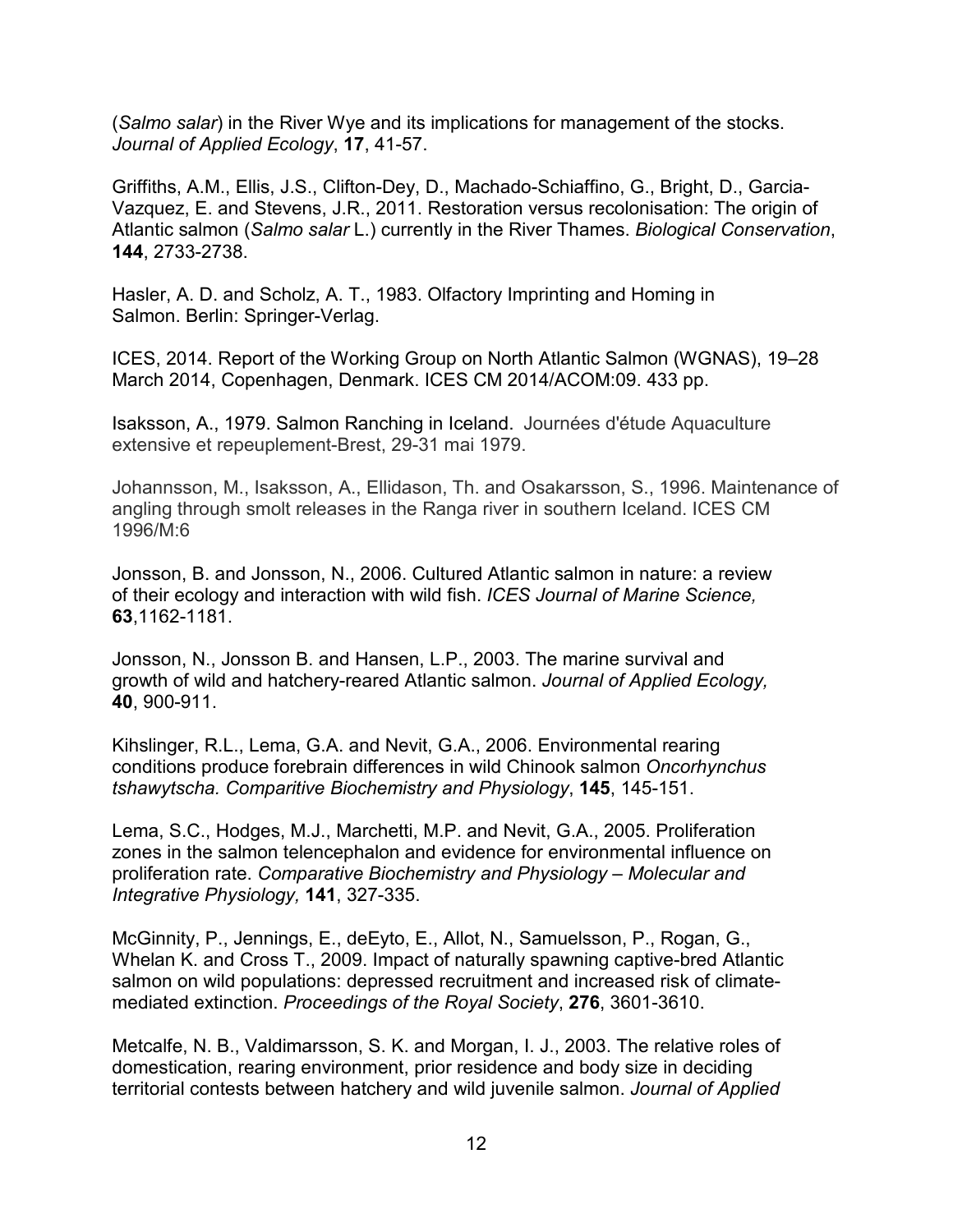(*Salmo salar*) in the River Wye and its implications for management of the stocks. *Journal of Applied Ecology*, **17**, 41-57.

Griffiths, A.M., Ellis, J.S., Clifton-Dey, D., Machado-Schiaffino, G., Bright, D., Garcia-Vazquez, E. and Stevens, J.R., 2011. Restoration versus recolonisation: The origin of Atlantic salmon (*Salmo salar* L.) currently in the River Thames. *Biological Conservation*, **144**, 2733-2738.

Hasler, A. D. and Scholz, A. T., 1983. Olfactory Imprinting and Homing in Salmon. Berlin: Springer-Verlag.

ICES, 2014. Report of the Working Group on North Atlantic Salmon (WGNAS), 19–28 March 2014, Copenhagen, Denmark. ICES CM 2014/ACOM:09. 433 pp.

Isaksson, A., 1979. Salmon Ranching in Iceland. Journées d'étude Aquaculture extensive et repeuplement-Brest, 29-31 mai 1979.

Johannsson, M., Isaksson, A., Ellidason, Th. and Osakarsson, S., 1996. Maintenance of angling through smolt releases in the Ranga river in southern Iceland. ICES CM 1996/M:6

Jonsson, B. and Jonsson, N., 2006. Cultured Atlantic salmon in nature: a review of their ecology and interaction with wild fish. *ICES Journal of Marine Science,* **63**,1162-1181.

Jonsson, N., Jonsson B. and Hansen, L.P., 2003. The marine survival and growth of wild and hatchery-reared Atlantic salmon. *Journal of Applied Ecology,* **40**, 900-911.

Kihslinger, R.L., Lema, G.A. and Nevit, G.A., 2006. Environmental rearing conditions produce forebrain differences in wild Chinook salmon *Oncorhynchus tshawytscha. Comparitive Biochemistry and Physiology*, **145**, 145-151.

Lema, S.C., Hodges, M.J., Marchetti, M.P. and Nevit, G.A., 2005. Proliferation zones in the salmon telencephalon and evidence for environmental influence on proliferation rate. *Comparative Biochemistry and Physiology – Molecular and Integrative Physiology,* **141**, 327-335.

McGinnity, P., Jennings, E., deEyto, E., Allot, N., Samuelsson, P., Rogan, G., Whelan K. and Cross T., 2009. Impact of naturally spawning captive-bred Atlantic salmon on wild populations: depressed recruitment and increased risk of climate-mediated extinction. *Proceedings of the Royal Society*, **276**, 3601-3610.

Metcalfe, N. B., Valdimarsson, S. K. and Morgan, I. J., 2003. The relative roles of domestication, rearing environment, prior residence and body size in deciding territorial contests between hatchery and wild juvenile salmon. *Journal of Applied*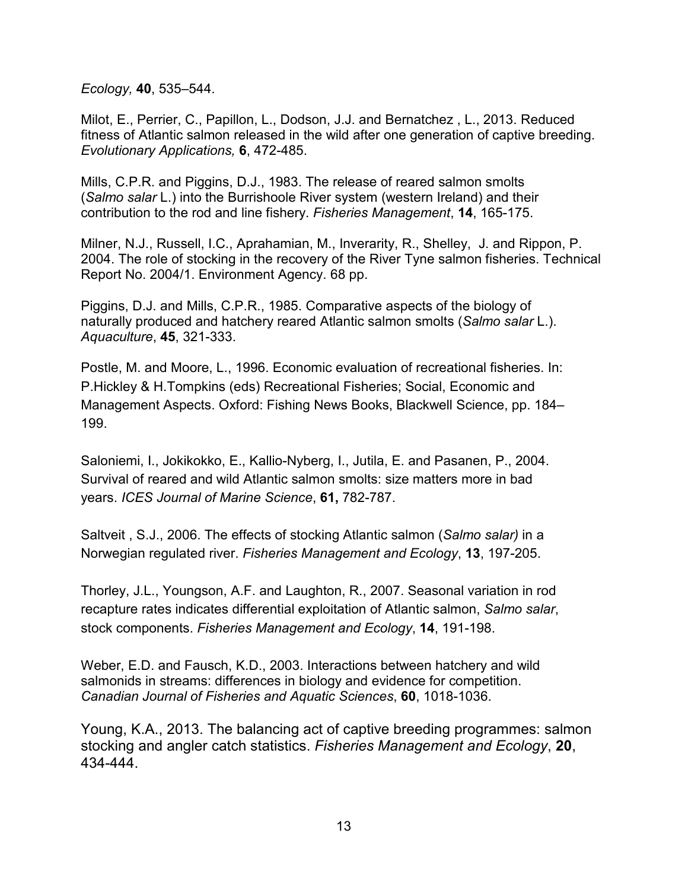*Ecology,* **40**, 535–544.

Milot, E., Perrier, C., Papillon, L., Dodson, J.J. and Bernatchez , L., 2013. Reduced fitness of Atlantic salmon released in the wild after one generation of captive breeding. *Evolutionary Applications,* **6**, 472-485.

Mills, C.P.R. and Piggins, D.J., 1983. The release of reared salmon smolts (*Salmo salar* L.) into the Burrishoole River system (western Ireland) and their contribution to the rod and line fishery. *Fisheries Management*, **14**, 165-175.

Milner, N.J., Russell, I.C., Aprahamian, M., Inverarity, R., Shelley, J. and Rippon, P. 2004. The role of stocking in the recovery of the River Tyne salmon fisheries. Technical Report No. 2004/1. Environment Agency. 68 pp.

Piggins, D.J. and Mills, C.P.R., 1985. Comparative aspects of the biology of naturally produced and hatchery reared Atlantic salmon smolts (*Salmo salar* L.). *Aquaculture*, **45**, 321-333.

Postle, M. and Moore, L., 1996. Economic evaluation of recreational fisheries. In: P.Hickley & H.Tompkins (eds) Recreational Fisheries; Social, Economic and Management Aspects. Oxford: Fishing News Books, Blackwell Science, pp. 184–199.

Saloniemi, I., Jokikokko, E., Kallio-Nyberg, I., Jutila, E. and Pasanen, P., 2004. Survival of reared and wild Atlantic salmon smolts: size matters more in bad years. *ICES Journal of Marine Science*, **61,** 782-787.

Saltveit , S.J., 2006. The effects of stocking Atlantic salmon (*Salmo salar)* in a Norwegian regulated river. *Fisheries Management and Ecology*, **13**, 197-205.

Thorley, J.L., Youngson, A.F. and Laughton, R., 2007. Seasonal variation in rod recapture rates indicates differential exploitation of Atlantic salmon, *Salmo salar*, stock components. *Fisheries Management and Ecology*, **14**, 191-198.

Weber, E.D. and Fausch, K.D., 2003. Interactions between hatchery and wild salmonids in streams: differences in biology and evidence for competition. *Canadian Journal of Fisheries and Aquatic Sciences*, **60**, 1018-1036.

Young, K.A., 2013. The balancing act of captive breeding programmes: salmon stocking and angler catch statistics. *Fisheries Management and Ecology*, **20**, 434-444.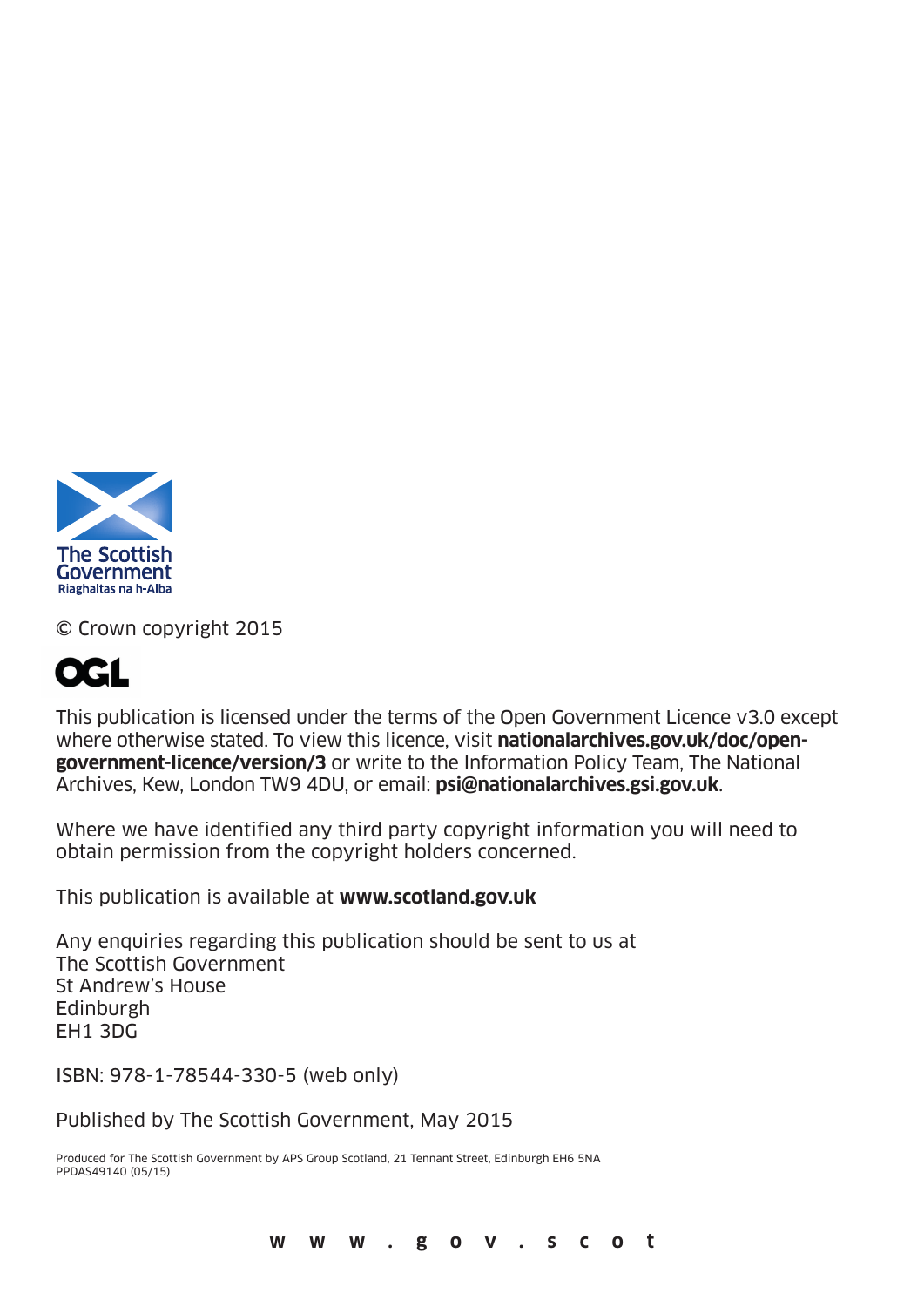The Scottish Government
Riaghaltas na h-Alba

© Crown copyright 2015

OGL

This publication is licensed under the terms of the Open Government Licence v3.0 except where otherwise stated. To view this licence, visit **nationalarchives.gov.uk/doc/open-government-licence/version/3** or write to the Information Policy Team, The National Archives, Kew, London TW9 4DU, or email: **psi@nationalarchives.gsi.gov.uk**.

Where we have identified any third party copyright information you will need to obtain permission from the copyright holders concerned.

This publication is available at **www.scotland.gov.uk**

Any enquiries regarding this publication should be sent to us at
The Scottish Government
St Andrew's House
Edinburgh
EH1 3DG

ISBN: 978-1-78544-330-5 (web only)

Published by The Scottish Government, May 2015

Produced for The Scottish Government by APS Group Scotland, 21 Tennant Street, Edinburgh EH6 5NA
PPDAS49140 (05/15)

**w w w . g o v . s c o t**